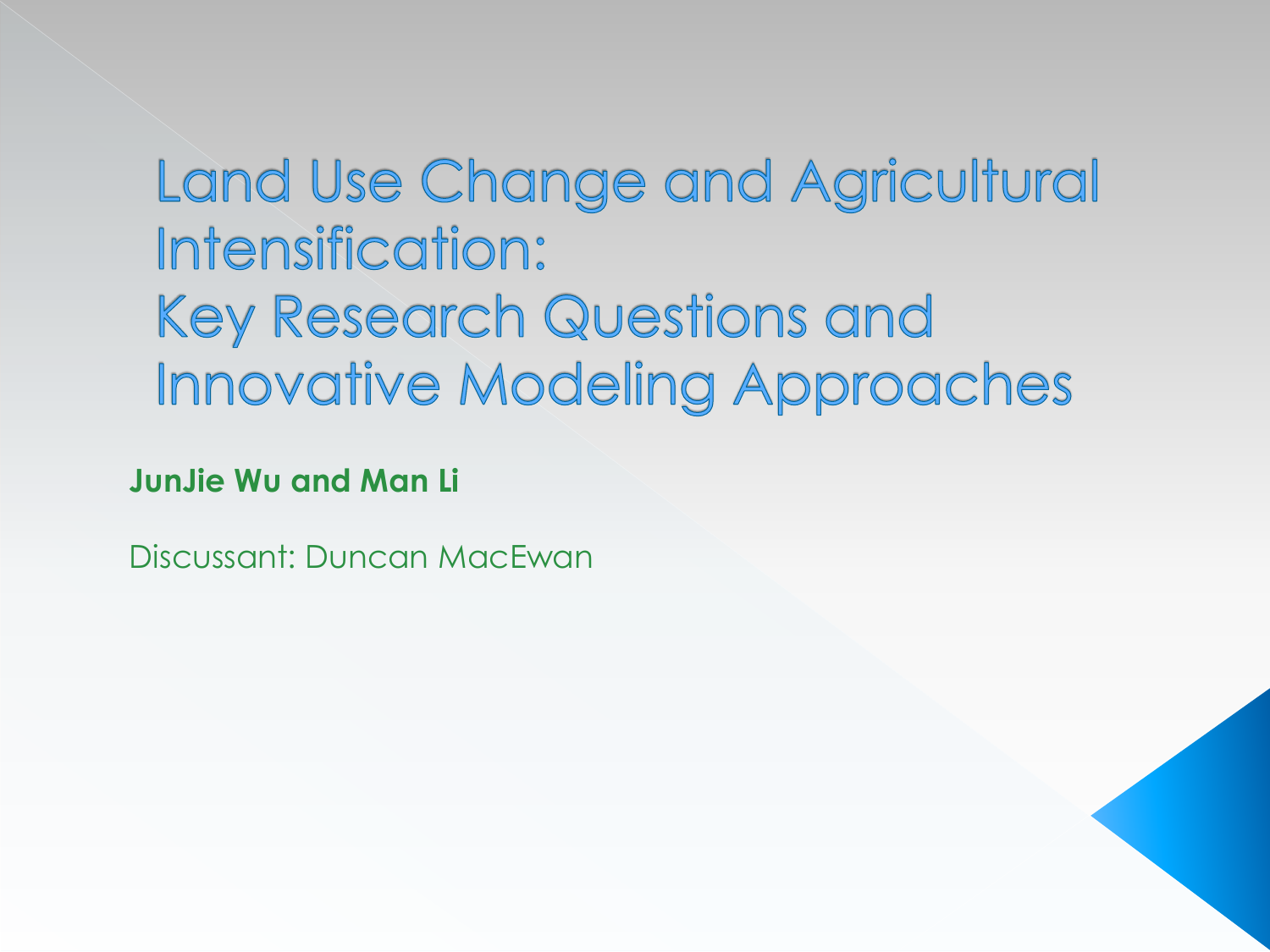# Land Use Change and Agricultural Intensification: Key Research Questions and Innovative Modeling Approaches

**JunJie Wu and Man Li**

Discussant: Duncan MacEwan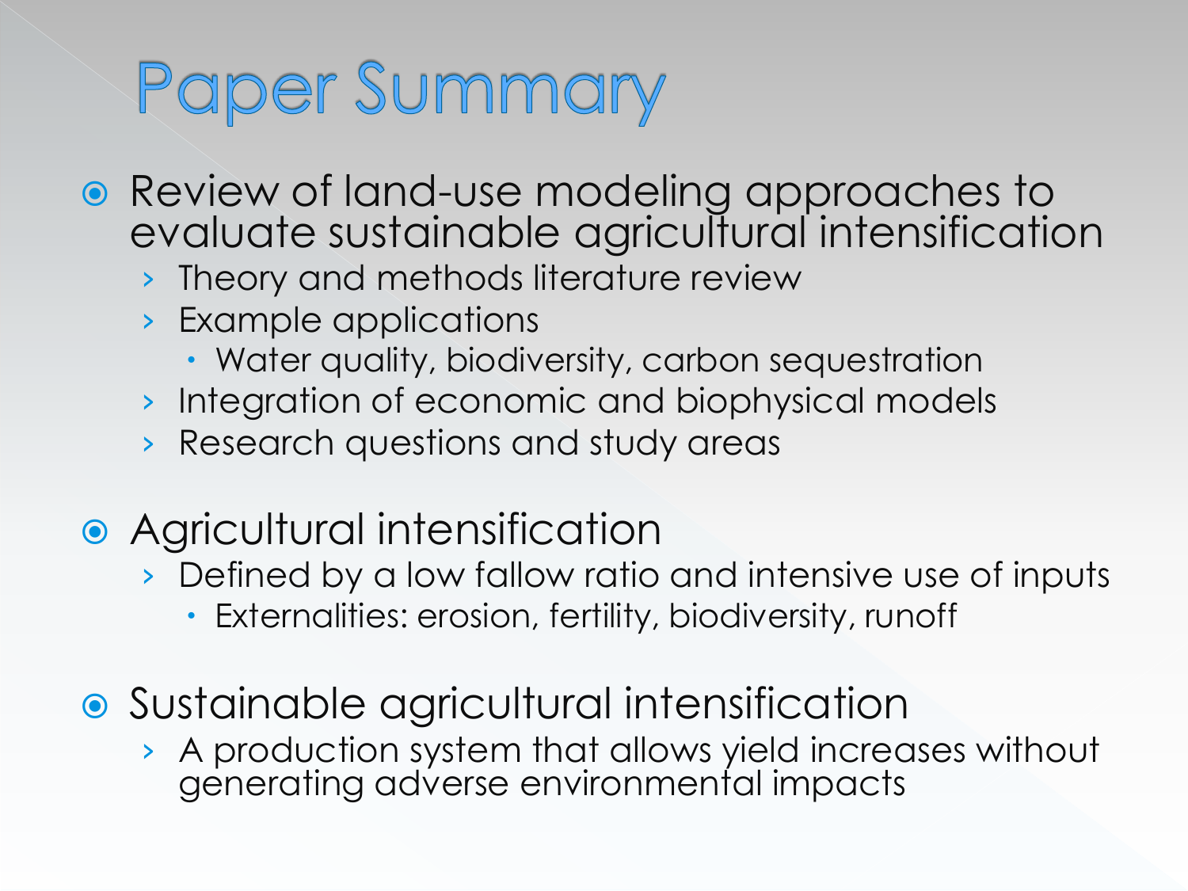# Paper Summary

- Review of land-use modeling approaches to evaluate sustainable agricultural intensification
  - Theory and methods literature review
  - Example applications
    - Water quality, biodiversity, carbon sequestration
  - Integration of economic and biophysical models
  - Research questions and study areas
- Agricultural intensification
  - Defined by a low fallow ratio and intensive use of inputs
    - Externalities: erosion, fertility, biodiversity, runoff
- Sustainable agricultural intensification
  - A production system that allows yield increases without generating adverse environmental impacts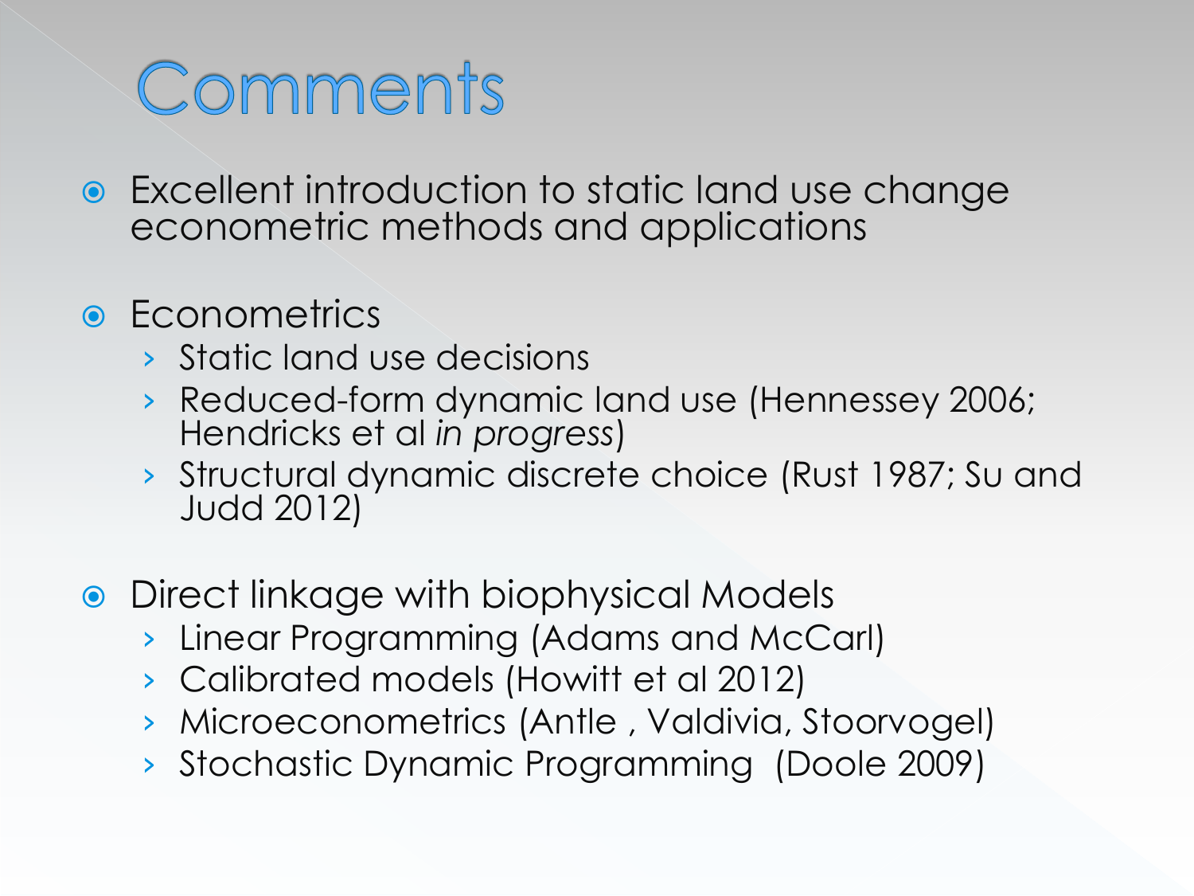# Comments

- Excellent introduction to static land use change econometric methods and applications
- Econometrics
  - Static land use decisions
  - Reduced-form dynamic land use (Hennessey 2006; Hendricks et al *in progress*)
  - Structural dynamic discrete choice (Rust 1987; Su and Judd 2012)
- Direct linkage with biophysical Models
  - Linear Programming (Adams and McCarl)
  - Calibrated models (Howitt et al 2012)
  - Microeconometrics (Antle , Valdivia, Stoorvogel)
  - Stochastic Dynamic Programming (Doole 2009)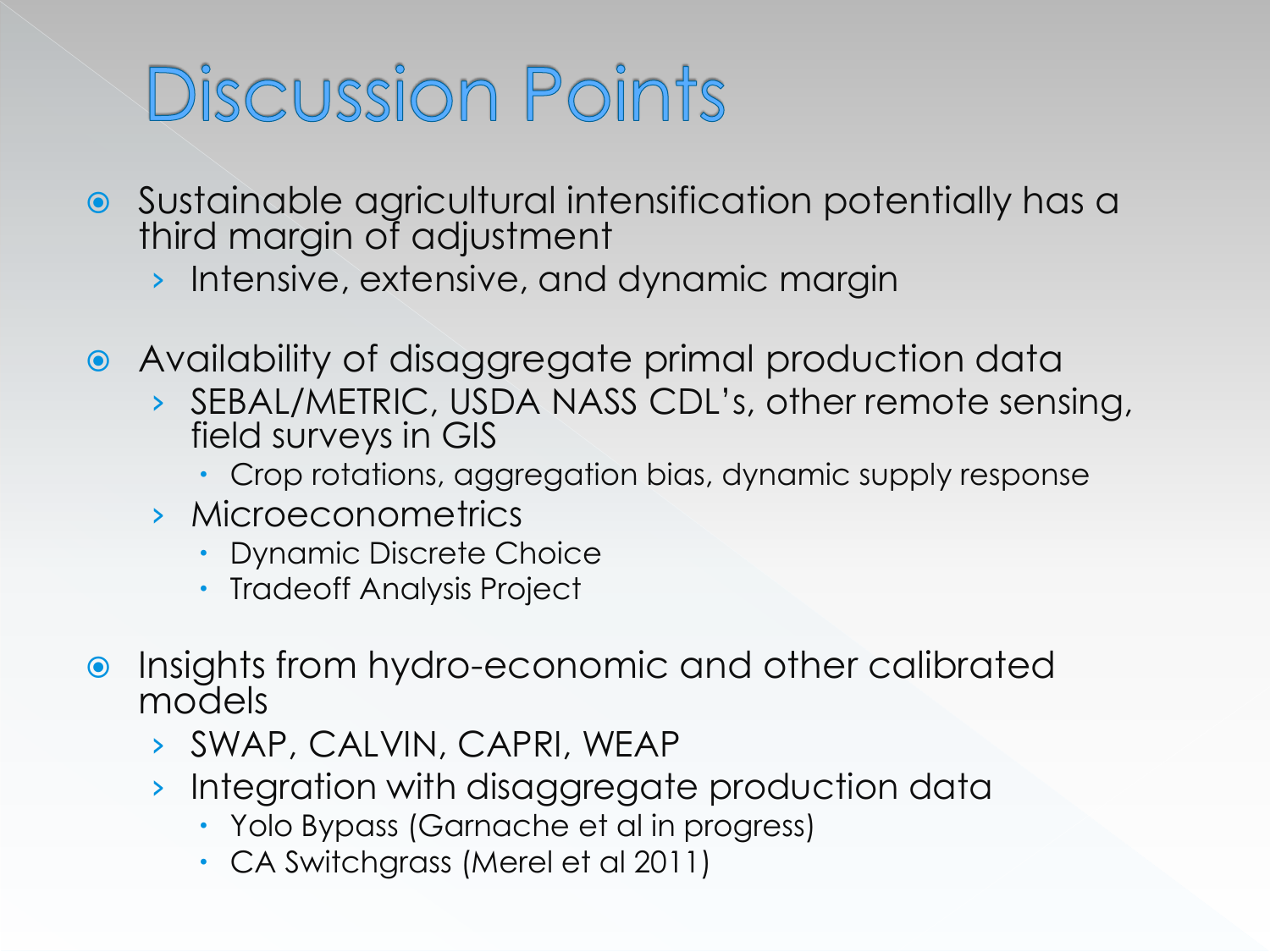# Discussion Points

- Sustainable agricultural intensification potentially has a third margin of adjustment
  - Intensive, extensive, and dynamic margin
- Availability of disaggregate primal production data
  - SEBAL/METRIC, USDA NASS CDL's, other remote sensing, field surveys in GIS
    - Crop rotations, aggregation bias, dynamic supply response
  - Microeconometrics
    - Dynamic Discrete Choice
    - Tradeoff Analysis Project
- Insights from hydro-economic and other calibrated models
  - SWAP, CALVIN, CAPRI, WEAP
  - Integration with disaggregate production data
    - Yolo Bypass (Garnache et al in progress)
    - CA Switchgrass (Merel et al 2011)